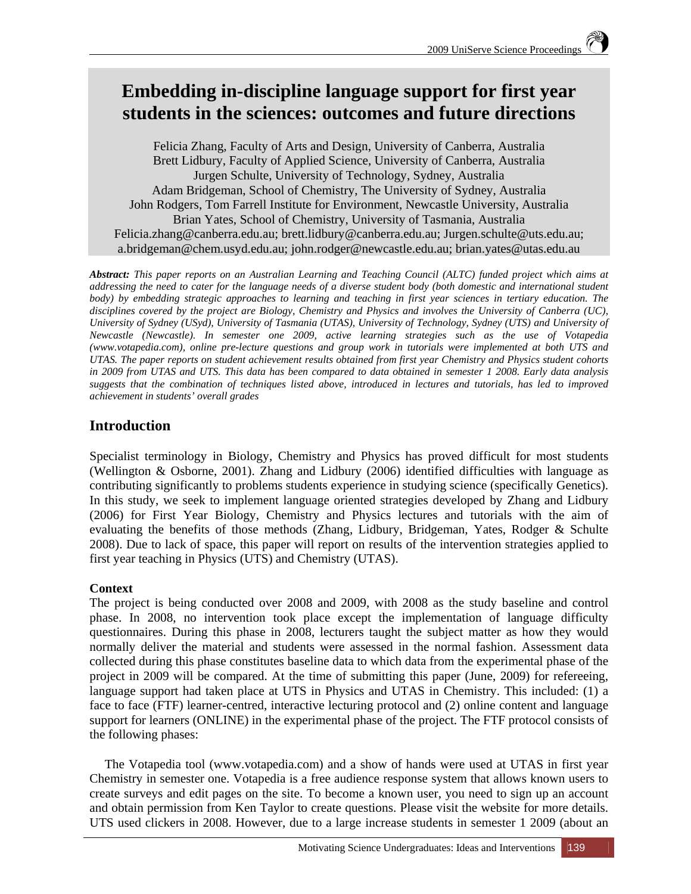# Embedding in-discipline language support for first year students in the sciences: outcomes and future directions

Felicia Zhang, Faculty of Arts and Design, University of Canberra, Australia
Brett Lidbury, Faculty of Applied Science, University of Canberra, Australia
Jurgen Schulte, University of Technology, Sydney, Australia
Adam Bridgeman, School of Chemistry, The University of Sydney, Australia
John Rodgers, Tom Farrell Institute for Environment, Newcastle University, Australia
Brian Yates, School of Chemistry, University of Tasmania, Australia
Felicia.zhang@canberra.edu.au; brett.lidbury@canberra.edu.au; Jurgen.schulte@uts.edu.au; a.bridgeman@chem.usyd.edu.au; john.rodger@newcastle.edu.au; brian.yates@utas.edu.au

***Abstract:*** *This paper reports on an Australian Learning and Teaching Council (ALTC) funded project which aims at addressing the need to cater for the language needs of a diverse student body (both domestic and international student body) by embedding strategic approaches to learning and teaching in first year sciences in tertiary education. The disciplines covered by the project are Biology, Chemistry and Physics and involves the University of Canberra (UC), University of Sydney (USyd), University of Tasmania (UTAS), University of Technology, Sydney (UTS) and University of Newcastle (Newcastle). In semester one 2009, active learning strategies such as the use of Votapedia (www.votapedia.com), online pre-lecture questions and group work in tutorials were implemented at both UTS and UTAS. The paper reports on student achievement results obtained from first year Chemistry and Physics student cohorts in 2009 from UTAS and UTS. This data has been compared to data obtained in semester 1 2008. Early data analysis suggests that the combination of techniques listed above, introduced in lectures and tutorials, has led to improved achievement in students' overall grades*

## Introduction

Specialist terminology in Biology, Chemistry and Physics has proved difficult for most students (Wellington & Osborne, 2001). Zhang and Lidbury (2006) identified difficulties with language as contributing significantly to problems students experience in studying science (specifically Genetics). In this study, we seek to implement language oriented strategies developed by Zhang and Lidbury (2006) for First Year Biology, Chemistry and Physics lectures and tutorials with the aim of evaluating the benefits of those methods (Zhang, Lidbury, Bridgeman, Yates, Rodger & Schulte 2008). Due to lack of space, this paper will report on results of the intervention strategies applied to first year teaching in Physics (UTS) and Chemistry (UTAS).

### Context

The project is being conducted over 2008 and 2009, with 2008 as the study baseline and control phase. In 2008, no intervention took place except the implementation of language difficulty questionnaires. During this phase in 2008, lecturers taught the subject matter as how they would normally deliver the material and students were assessed in the normal fashion. Assessment data collected during this phase constitutes baseline data to which data from the experimental phase of the project in 2009 will be compared. At the time of submitting this paper (June, 2009) for refereeing, language support had taken place at UTS in Physics and UTAS in Chemistry. This included: (1) a face to face (FTF) learner-centred, interactive lecturing protocol and (2) online content and language support for learners (ONLINE) in the experimental phase of the project. The FTF protocol consists of the following phases:

The Votapedia tool (www.votapedia.com) and a show of hands were used at UTAS in first year Chemistry in semester one. Votapedia is a free audience response system that allows known users to create surveys and edit pages on the site. To become a known user, you need to sign up an account and obtain permission from Ken Taylor to create questions. Please visit the website for more details. UTS used clickers in 2008. However, due to a large increase students in semester 1 2009 (about an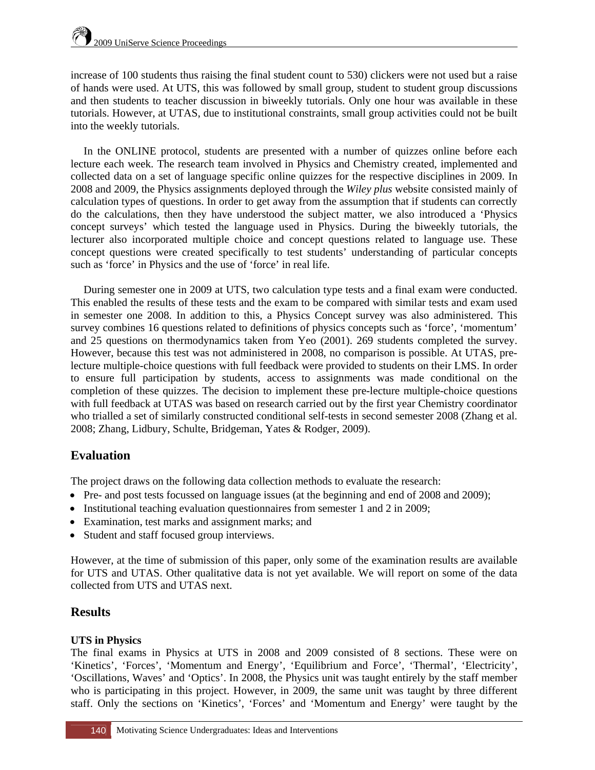increase of 100 students thus raising the final student count to 530) clickers were not used but a raise of hands were used. At UTS, this was followed by small group, student to student group discussions and then students to teacher discussion in biweekly tutorials. Only one hour was available in these tutorials. However, at UTAS, due to institutional constraints, small group activities could not be built into the weekly tutorials.

In the ONLINE protocol, students are presented with a number of quizzes online before each lecture each week. The research team involved in Physics and Chemistry created, implemented and collected data on a set of language specific online quizzes for the respective disciplines in 2009. In 2008 and 2009, the Physics assignments deployed through the *Wiley plus* website consisted mainly of calculation types of questions. In order to get away from the assumption that if students can correctly do the calculations, then they have understood the subject matter, we also introduced a 'Physics concept surveys' which tested the language used in Physics. During the biweekly tutorials, the lecturer also incorporated multiple choice and concept questions related to language use. These concept questions were created specifically to test students' understanding of particular concepts such as 'force' in Physics and the use of 'force' in real life.

During semester one in 2009 at UTS, two calculation type tests and a final exam were conducted. This enabled the results of these tests and the exam to be compared with similar tests and exam used in semester one 2008. In addition to this, a Physics Concept survey was also administered. This survey combines 16 questions related to definitions of physics concepts such as 'force', 'momentum' and 25 questions on thermodynamics taken from Yeo (2001). 269 students completed the survey. However, because this test was not administered in 2008, no comparison is possible. At UTAS, pre-lecture multiple-choice questions with full feedback were provided to students on their LMS. In order to ensure full participation by students, access to assignments was made conditional on the completion of these quizzes. The decision to implement these pre-lecture multiple-choice questions with full feedback at UTAS was based on research carried out by the first year Chemistry coordinator who trialled a set of similarly constructed conditional self-tests in second semester 2008 (Zhang et al. 2008; Zhang, Lidbury, Schulte, Bridgeman, Yates & Rodger, 2009).

## Evaluation

The project draws on the following data collection methods to evaluate the research:

- Pre- and post tests focussed on language issues (at the beginning and end of 2008 and 2009);
- Institutional teaching evaluation questionnaires from semester 1 and 2 in 2009;
- Examination, test marks and assignment marks; and
- Student and staff focused group interviews.

However, at the time of submission of this paper, only some of the examination results are available for UTS and UTAS. Other qualitative data is not yet available. We will report on some of the data collected from UTS and UTAS next.

## Results

### UTS in Physics

The final exams in Physics at UTS in 2008 and 2009 consisted of 8 sections. These were on 'Kinetics', 'Forces', 'Momentum and Energy', 'Equilibrium and Force', 'Thermal', 'Electricity', 'Oscillations, Waves' and 'Optics'. In 2008, the Physics unit was taught entirely by the staff member who is participating in this project. However, in 2009, the same unit was taught by three different staff. Only the sections on 'Kinetics', 'Forces' and 'Momentum and Energy' were taught by the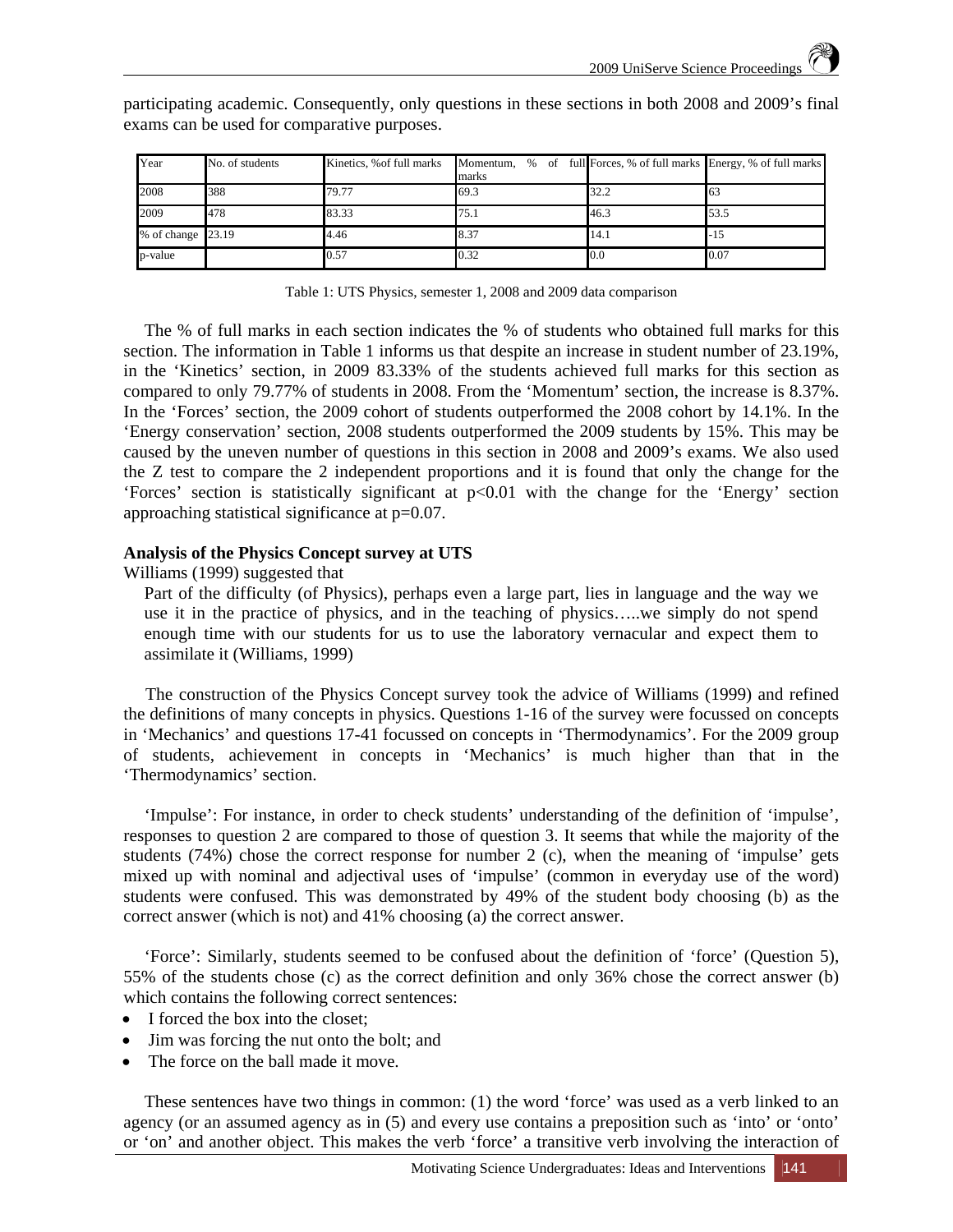participating academic. Consequently, only questions in these sections in both 2008 and 2009's final exams can be used for comparative purposes.

| Year | No. of students | Kinetics, %of full marks | Momentum, % of full marks | Forces, % of full marks | Energy, % of full marks |
|---|---|---|---|---|---|
| 2008 | 388 | 79.77 | 69.3 | 32.2 | 63 |
| 2009 | 478 | 83.33 | 75.1 | 46.3 | 53.5 |
| % of change | 23.19 | 4.46 | 8.37 | 14.1 | -15 |
| p-value | | 0.57 | 0.32 | 0.0 | 0.07 |

Table 1: UTS Physics, semester 1, 2008 and 2009 data comparison

The % of full marks in each section indicates the % of students who obtained full marks for this section. The information in Table 1 informs us that despite an increase in student number of 23.19%, in the 'Kinetics' section, in 2009 83.33% of the students achieved full marks for this section as compared to only 79.77% of students in 2008. From the 'Momentum' section, the increase is 8.37%. In the 'Forces' section, the 2009 cohort of students outperformed the 2008 cohort by 14.1%. In the 'Energy conservation' section, 2008 students outperformed the 2009 students by 15%. This may be caused by the uneven number of questions in this section in 2008 and 2009's exams. We also used the Z test to compare the 2 independent proportions and it is found that only the change for the 'Forces' section is statistically significant at $p<0.01$ with the change for the 'Energy' section approaching statistical significance at $p=0.07$.

**Analysis of the Physics Concept survey at UTS**

Williams (1999) suggested that

> Part of the difficulty (of Physics), perhaps even a large part, lies in language and the way we use it in the practice of physics, and in the teaching of physics…..we simply do not spend enough time with our students for us to use the laboratory vernacular and expect them to assimilate it (Williams, 1999)

The construction of the Physics Concept survey took the advice of Williams (1999) and refined the definitions of many concepts in physics. Questions 1-16 of the survey were focussed on concepts in 'Mechanics' and questions 17-41 focussed on concepts in 'Thermodynamics'. For the 2009 group of students, achievement in concepts in 'Mechanics' is much higher than that in the 'Thermodynamics' section.

'Impulse': For instance, in order to check students' understanding of the definition of 'impulse', responses to question 2 are compared to those of question 3. It seems that while the majority of the students (74%) chose the correct response for number 2 (c), when the meaning of 'impulse' gets mixed up with nominal and adjectival uses of 'impulse' (common in everyday use of the word) students were confused. This was demonstrated by 49% of the student body choosing (b) as the correct answer (which is not) and 41% choosing (a) the correct answer.

'Force': Similarly, students seemed to be confused about the definition of 'force' (Question 5), 55% of the students chose (c) as the correct definition and only 36% chose the correct answer (b) which contains the following correct sentences:

- I forced the box into the closet;
- Jim was forcing the nut onto the bolt; and
- The force on the ball made it move.

These sentences have two things in common: (1) the word 'force' was used as a verb linked to an agency (or an assumed agency as in (5) and every use contains a preposition such as 'into' or 'onto' or 'on' and another object. This makes the verb 'force' a transitive verb involving the interaction of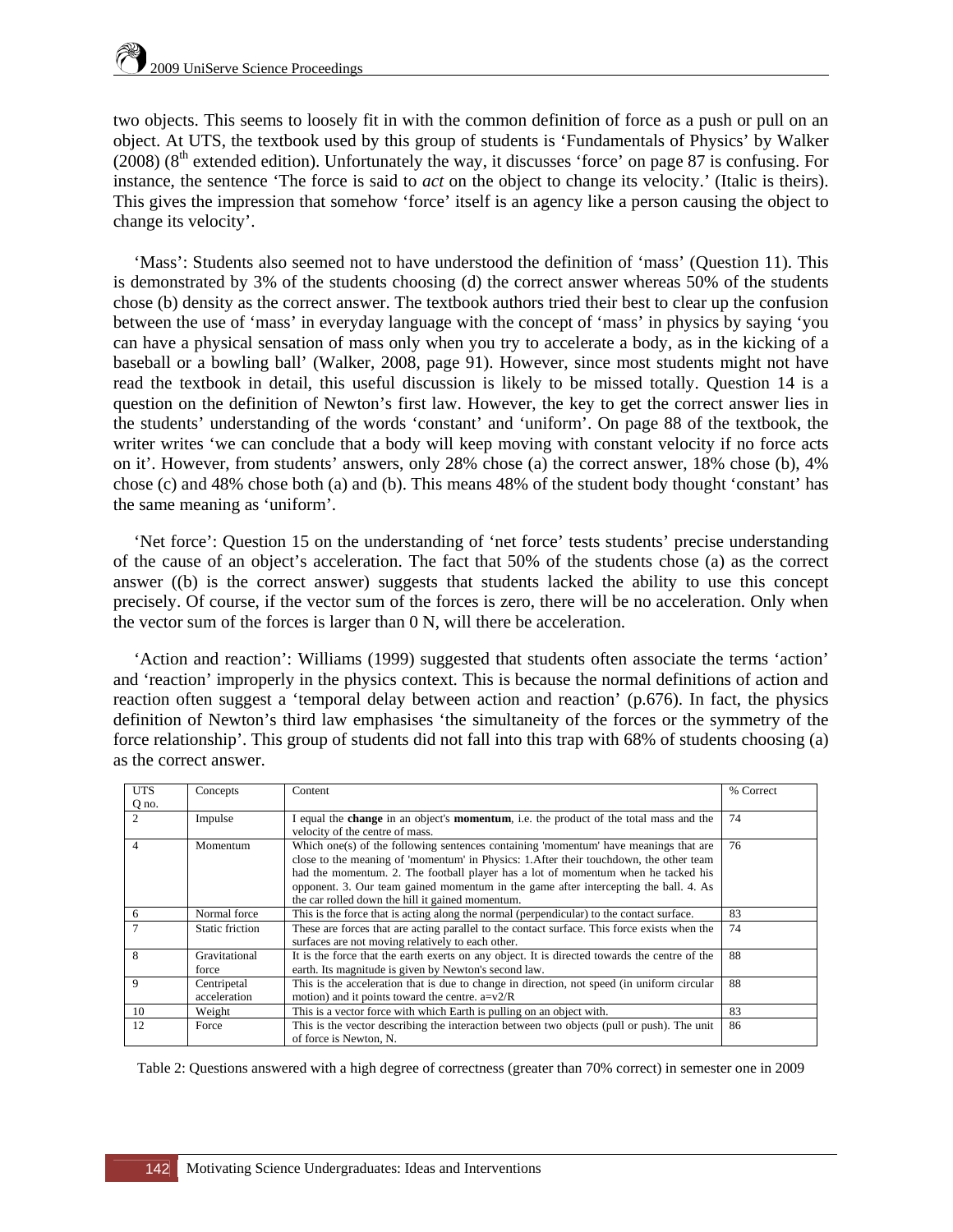two objects. This seems to loosely fit in with the common definition of force as a push or pull on an object. At UTS, the textbook used by this group of students is 'Fundamentals of Physics' by Walker (2008) (8th extended edition). Unfortunately the way, it discusses 'force' on page 87 is confusing. For instance, the sentence 'The force is said to *act* on the object to change its velocity.' (Italic is theirs). This gives the impression that somehow 'force' itself is an agency like a person causing the object to change its velocity'.

'Mass': Students also seemed not to have understood the definition of 'mass' (Question 11). This is demonstrated by 3% of the students choosing (d) the correct answer whereas 50% of the students chose (b) density as the correct answer. The textbook authors tried their best to clear up the confusion between the use of 'mass' in everyday language with the concept of 'mass' in physics by saying 'you can have a physical sensation of mass only when you try to accelerate a body, as in the kicking of a baseball or a bowling ball' (Walker, 2008, page 91). However, since most students might not have read the textbook in detail, this useful discussion is likely to be missed totally. Question 14 is a question on the definition of Newton's first law. However, the key to get the correct answer lies in the students' understanding of the words 'constant' and 'uniform'. On page 88 of the textbook, the writer writes 'we can conclude that a body will keep moving with constant velocity if no force acts on it'. However, from students' answers, only 28% chose (a) the correct answer, 18% chose (b), 4% chose (c) and 48% chose both (a) and (b). This means 48% of the student body thought 'constant' has the same meaning as 'uniform'.

'Net force': Question 15 on the understanding of 'net force' tests students' precise understanding of the cause of an object's acceleration. The fact that 50% of the students chose (a) as the correct answer ((b) is the correct answer) suggests that students lacked the ability to use this concept precisely. Of course, if the vector sum of the forces is zero, there will be no acceleration. Only when the vector sum of the forces is larger than 0 N, will there be acceleration.

'Action and reaction': Williams (1999) suggested that students often associate the terms 'action' and 'reaction' improperly in the physics context. This is because the normal definitions of action and reaction often suggest a 'temporal delay between action and reaction' (p.676). In fact, the physics definition of Newton's third law emphasises 'the simultaneity of the forces or the symmetry of the force relationship'. This group of students did not fall into this trap with 68% of students choosing (a) as the correct answer.

| UTS Q no. | Concepts | Content | % Correct |
|---|---|---|---|
| 2 | Impulse | I equal the **change** in an object's **momentum**, i.e. the product of the total mass and the velocity of the centre of mass. | 74 |
| 4 | Momentum | Which one(s) of the following sentences containing 'momentum' have meanings that are close to the meaning of 'momentum' in Physics: 1.After their touchdown, the other team had the momentum. 2. The football player has a lot of momentum when he tacked his opponent. 3. Our team gained momentum in the game after intercepting the ball. 4. As the car rolled down the hill it gained momentum. | 76 |
| 6 | Normal force | This is the force that is acting along the normal (perpendicular) to the contact surface. | 83 |
| 7 | Static friction | These are forces that are acting parallel to the contact surface. This force exists when the surfaces are not moving relatively to each other. | 74 |
| 8 | Gravitational force | It is the force that the earth exerts on any object. It is directed towards the centre of the earth. Its magnitude is given by Newton's second law. | 88 |
| 9 | Centripetal acceleration | This is the acceleration that is due to change in direction, not speed (in uniform circular motion) and it points toward the centre. a=v2/R | 88 |
| 10 | Weight | This is a vector force with which Earth is pulling on an object with. | 83 |
| 12 | Force | This is the vector describing the interaction between two objects (pull or push). The unit of force is Newton, N. | 86 |

Table 2: Questions answered with a high degree of correctness (greater than 70% correct) in semester one in 2009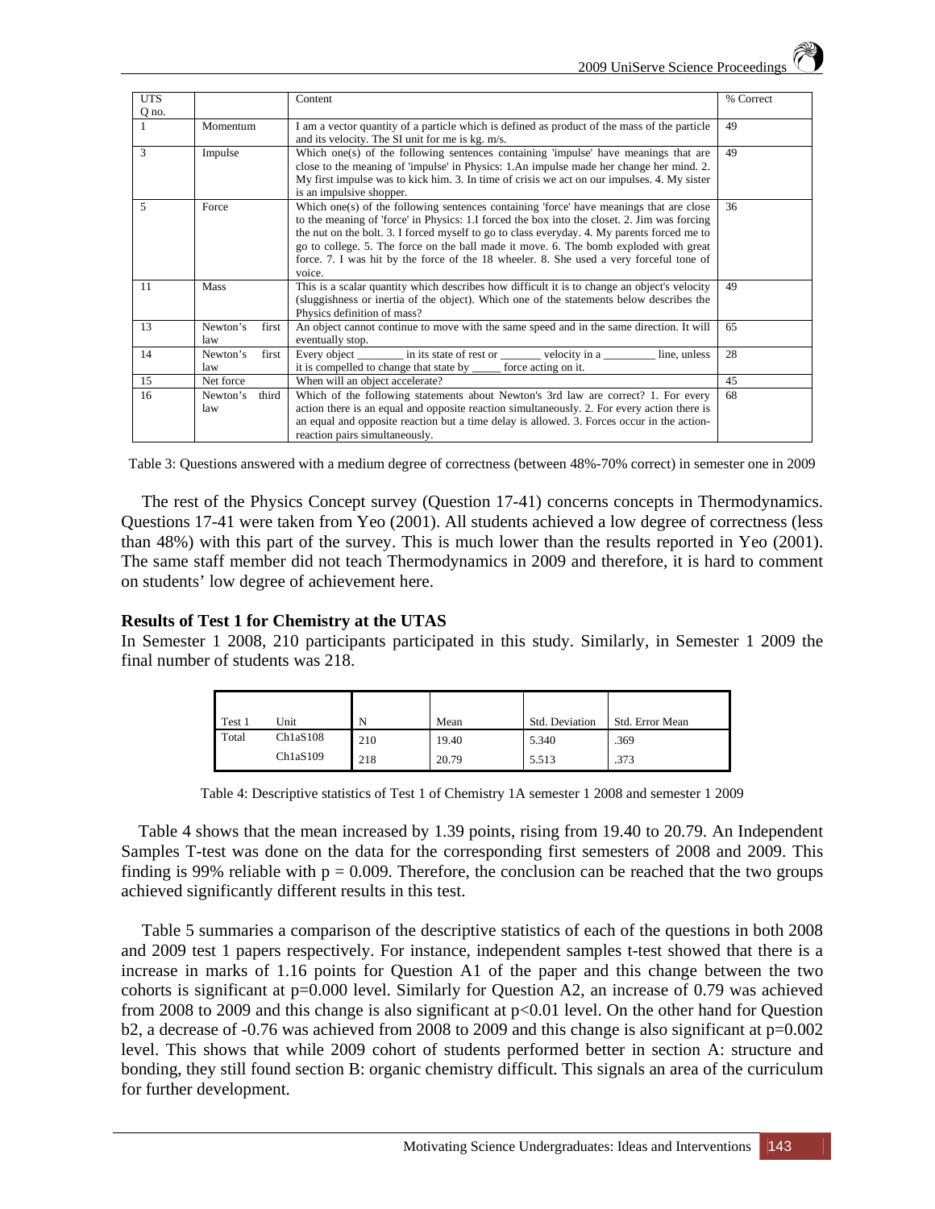| UTS Q no. | | Content | % Correct |
|---|---|---|---|
| 1 | Momentum | I am a vector quantity of a particle which is defined as product of the mass of the particle and its velocity. The SI unit for me is kg. m/s. | 49 |
| 3 | Impulse | Which one(s) of the following sentences containing 'impulse' have meanings that are close to the meaning of 'impulse' in Physics: 1.An impulse made her change her mind. 2. My first impulse was to kick him. 3. In time of crisis we act on our impulses. 4. My sister is an impulsive shopper. | 49 |
| 5 | Force | Which one(s) of the following sentences containing 'force' have meanings that are close to the meaning of 'force' in Physics: 1.I forced the box into the closet. 2. Jim was forcing the nut on the bolt. 3. I forced myself to go to class everyday. 4. My parents forced me to go to college. 5. The force on the ball made it move. 6. The bomb exploded with great force. 7. I was hit by the force of the 18 wheeler. 8. She used a very forceful tone of voice. | 36 |
| 11 | Mass | This is a scalar quantity which describes how difficult it is to change an object's velocity (sluggishness or inertia of the object). Which one of the statements below describes the Physics definition of mass? | 49 |
| 13 | Newton's first law | An object cannot continue to move with the same speed and in the same direction. It will eventually stop. | 65 |
| 14 | Newton's first law | Every object ________ in its state of rest or _______ velocity in a _________ line, unless it is compelled to change that state by _____ force acting on it. | 28 |
| 15 | Net force | When will an object accelerate? | 45 |
| 16 | Newton's third law | Which of the following statements about Newton's 3rd law are correct? 1. For every action there is an equal and opposite reaction simultaneously. 2. For every action there is an equal and opposite reaction but a time delay is allowed. 3. Forces occur in the action-reaction pairs simultaneously. | 68 |

Table 3: Questions answered with a medium degree of correctness (between 48%-70% correct) in semester one in 2009

The rest of the Physics Concept survey (Question 17-41) concerns concepts in Thermodynamics. Questions 17-41 were taken from Yeo (2001). All students achieved a low degree of correctness (less than 48%) with this part of the survey. This is much lower than the results reported in Yeo (2001). The same staff member did not teach Thermodynamics in 2009 and therefore, it is hard to comment on students' low degree of achievement here.

### Results of Test 1 for Chemistry at the UTAS

In Semester 1 2008, 210 participants participated in this study. Similarly, in Semester 1 2009 the final number of students was 218.

| Test 1 | Unit | N | Mean | Std. Deviation | Std. Error Mean |
|---|---|---|---|---|---|
| Total | Ch1aS108 | 210 | 19.40 | 5.340 | .369 |
| | Ch1aS109 | 218 | 20.79 | 5.513 | .373 |

Table 4: Descriptive statistics of Test 1 of Chemistry 1A semester 1 2008 and semester 1 2009

Table 4 shows that the mean increased by 1.39 points, rising from 19.40 to 20.79. An Independent Samples T-test was done on the data for the corresponding first semesters of 2008 and 2009. This finding is 99% reliable with $p = 0.009$. Therefore, the conclusion can be reached that the two groups achieved significantly different results in this test.

Table 5 summaries a comparison of the descriptive statistics of each of the questions in both 2008 and 2009 test 1 papers respectively. For instance, independent samples t-test showed that there is a increase in marks of 1.16 points for Question A1 of the paper and this change between the two cohorts is significant at $p=0.000$ level. Similarly for Question A2, an increase of 0.79 was achieved from 2008 to 2009 and this change is also significant at $p<0.01$ level. On the other hand for Question b2, a decrease of -0.76 was achieved from 2008 to 2009 and this change is also significant at $p=0.002$ level. This shows that while 2009 cohort of students performed better in section A: structure and bonding, they still found section B: organic chemistry difficult. This signals an area of the curriculum for further development.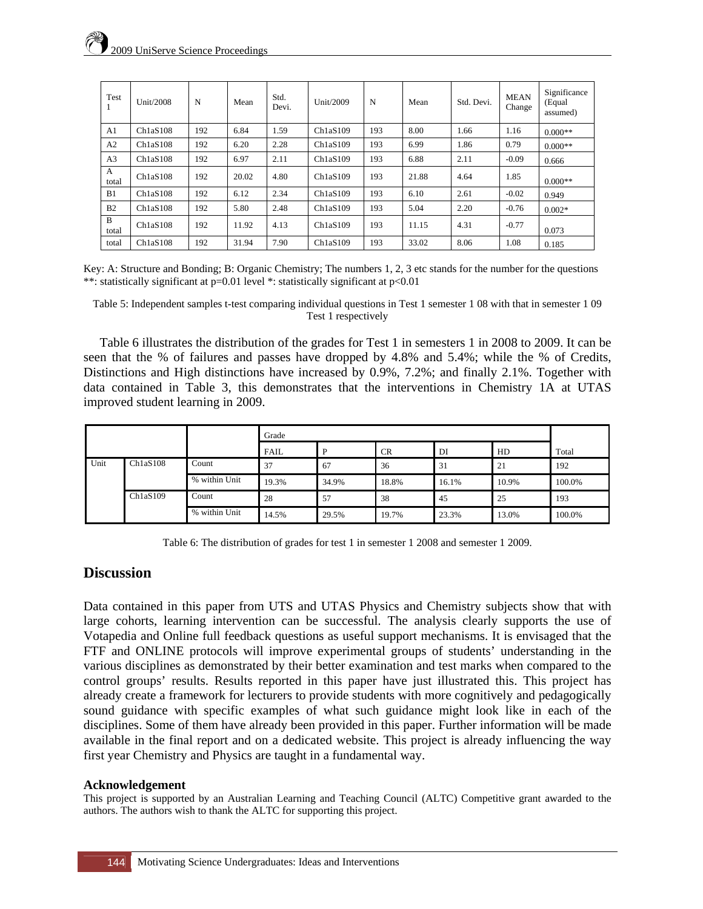| Test 1 | Unit/2008 | N | Mean | Std. Devi. | Unit/2009 | N | Mean | Std. Devi. | MEAN Change | Significance (Equal assumed) |
|---|---|---|---|---|---|---|---|---|---|---|
| A1 | Ch1aS108 | 192 | 6.84 | 1.59 | Ch1aS109 | 193 | 8.00 | 1.66 | 1.16 | 0.000** |
| A2 | Ch1aS108 | 192 | 6.20 | 2.28 | Ch1aS109 | 193 | 6.99 | 1.86 | 0.79 | 0.000** |
| A3 | Ch1aS108 | 192 | 6.97 | 2.11 | Ch1aS109 | 193 | 6.88 | 2.11 | -0.09 | 0.666 |
| A total | Ch1aS108 | 192 | 20.02 | 4.80 | Ch1aS109 | 193 | 21.88 | 4.64 | 1.85 | 0.000** |
| B1 | Ch1aS108 | 192 | 6.12 | 2.34 | Ch1aS109 | 193 | 6.10 | 2.61 | -0.02 | 0.949 |
| B2 | Ch1aS108 | 192 | 5.80 | 2.48 | Ch1aS109 | 193 | 5.04 | 2.20 | -0.76 | 0.002* |
| B total | Ch1aS108 | 192 | 11.92 | 4.13 | Ch1aS109 | 193 | 11.15 | 4.31 | -0.77 | 0.073 |
| total | Ch1aS108 | 192 | 31.94 | 7.90 | Ch1aS109 | 193 | 33.02 | 8.06 | 1.08 | 0.185 |

Key: A: Structure and Bonding; B: Organic Chemistry; The numbers 1, 2, 3 etc stands for the number for the questions
**: statistically significant at p=0.01 level *: statistically significant at p<0.01

Table 5: Independent samples t-test comparing individual questions in Test 1 semester 1 08 with that in semester 1 09 Test 1 respectively

Table 6 illustrates the distribution of the grades for Test 1 in semesters 1 in 2008 to 2009. It can be seen that the % of failures and passes have dropped by 4.8% and 5.4%; while the % of Credits, Distinctions and High distinctions have increased by 0.9%, 7.2%; and finally 2.1%. Together with data contained in Table 3, this demonstrates that the interventions in Chemistry 1A at UTAS improved student learning in 2009.

| | | | Grade | | | | | |
|---|---|---|---|---|---|---|---|---|
| | | | FAIL | P | CR | DI | HD | Total |
| Unit | Ch1aS108 | Count | 37 | 67 | 36 | 31 | 21 | 192 |
| | | % within Unit | 19.3% | 34.9% | 18.8% | 16.1% | 10.9% | 100.0% |
| | Ch1aS109 | Count | 28 | 57 | 38 | 45 | 25 | 193 |
| | | % within Unit | 14.5% | 29.5% | 19.7% | 23.3% | 13.0% | 100.0% |

Table 6: The distribution of grades for test 1 in semester 1 2008 and semester 1 2009.

## Discussion

Data contained in this paper from UTS and UTAS Physics and Chemistry subjects show that with large cohorts, learning intervention can be successful. The analysis clearly supports the use of Votapedia and Online full feedback questions as useful support mechanisms. It is envisaged that the FTF and ONLINE protocols will improve experimental groups of students' understanding in the various disciplines as demonstrated by their better examination and test marks when compared to the control groups' results. Results reported in this paper have just illustrated this. This project has already create a framework for lecturers to provide students with more cognitively and pedagogically sound guidance with specific examples of what such guidance might look like in each of the disciplines. Some of them have already been provided in this paper. Further information will be made available in the final report and on a dedicated website. This project is already influencing the way first year Chemistry and Physics are taught in a fundamental way.

### Acknowledgement

This project is supported by an Australian Learning and Teaching Council (ALTC) Competitive grant awarded to the authors. The authors wish to thank the ALTC for supporting this project.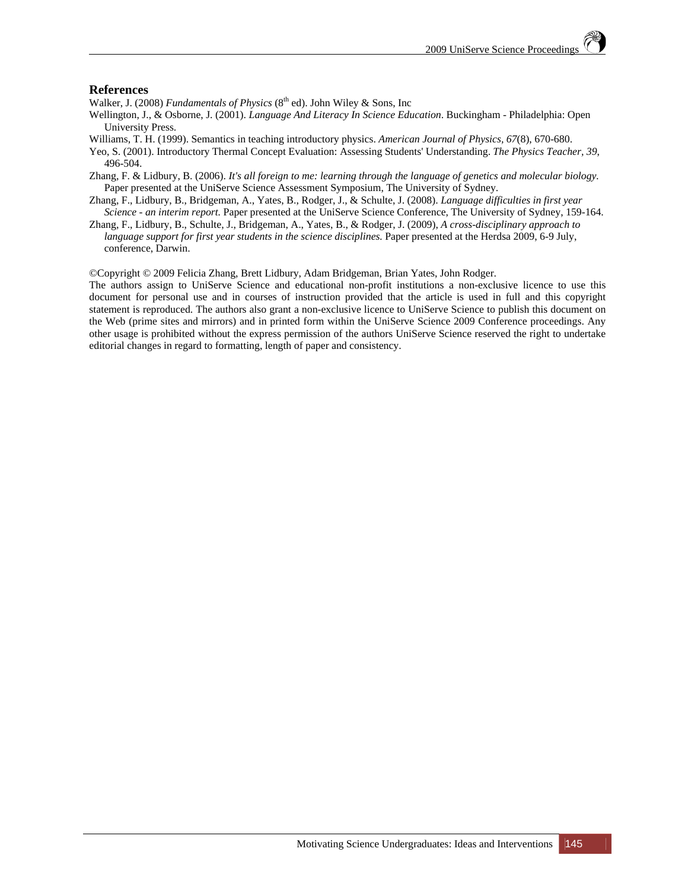## References

Walker, J. (2008) *Fundamentals of Physics* (8$^{th}$ ed). John Wiley & Sons, Inc

Wellington, J., & Osborne, J. (2001). *Language And Literacy In Science Education*. Buckingham - Philadelphia: Open University Press.

Williams, T. H. (1999). Semantics in teaching introductory physics. *American Journal of Physics, 67*(8), 670-680.

Yeo, S. (2001). Introductory Thermal Concept Evaluation: Assessing Students' Understanding. *The Physics Teacher, 39*, 496-504.

Zhang, F. & Lidbury, B. (2006). *It's all foreign to me: learning through the language of genetics and molecular biology.* Paper presented at the UniServe Science Assessment Symposium, The University of Sydney.

Zhang, F., Lidbury, B., Bridgeman, A., Yates, B., Rodger, J., & Schulte, J. (2008). *Language difficulties in first year Science - an interim report.* Paper presented at the UniServe Science Conference, The University of Sydney, 159-164.

Zhang, F., Lidbury, B., Schulte, J., Bridgeman, A., Yates, B., & Rodger, J. (2009), *A cross-disciplinary approach to language support for first year students in the science disciplines.* Paper presented at the Herdsa 2009, 6-9 July, conference, Darwin.

©Copyright © 2009 Felicia Zhang, Brett Lidbury, Adam Bridgeman, Brian Yates, John Rodger.

The authors assign to UniServe Science and educational non-profit institutions a non-exclusive licence to use this document for personal use and in courses of instruction provided that the article is used in full and this copyright statement is reproduced. The authors also grant a non-exclusive licence to UniServe Science to publish this document on the Web (prime sites and mirrors) and in printed form within the UniServe Science 2009 Conference proceedings. Any other usage is prohibited without the express permission of the authors UniServe Science reserved the right to undertake editorial changes in regard to formatting, length of paper and consistency.